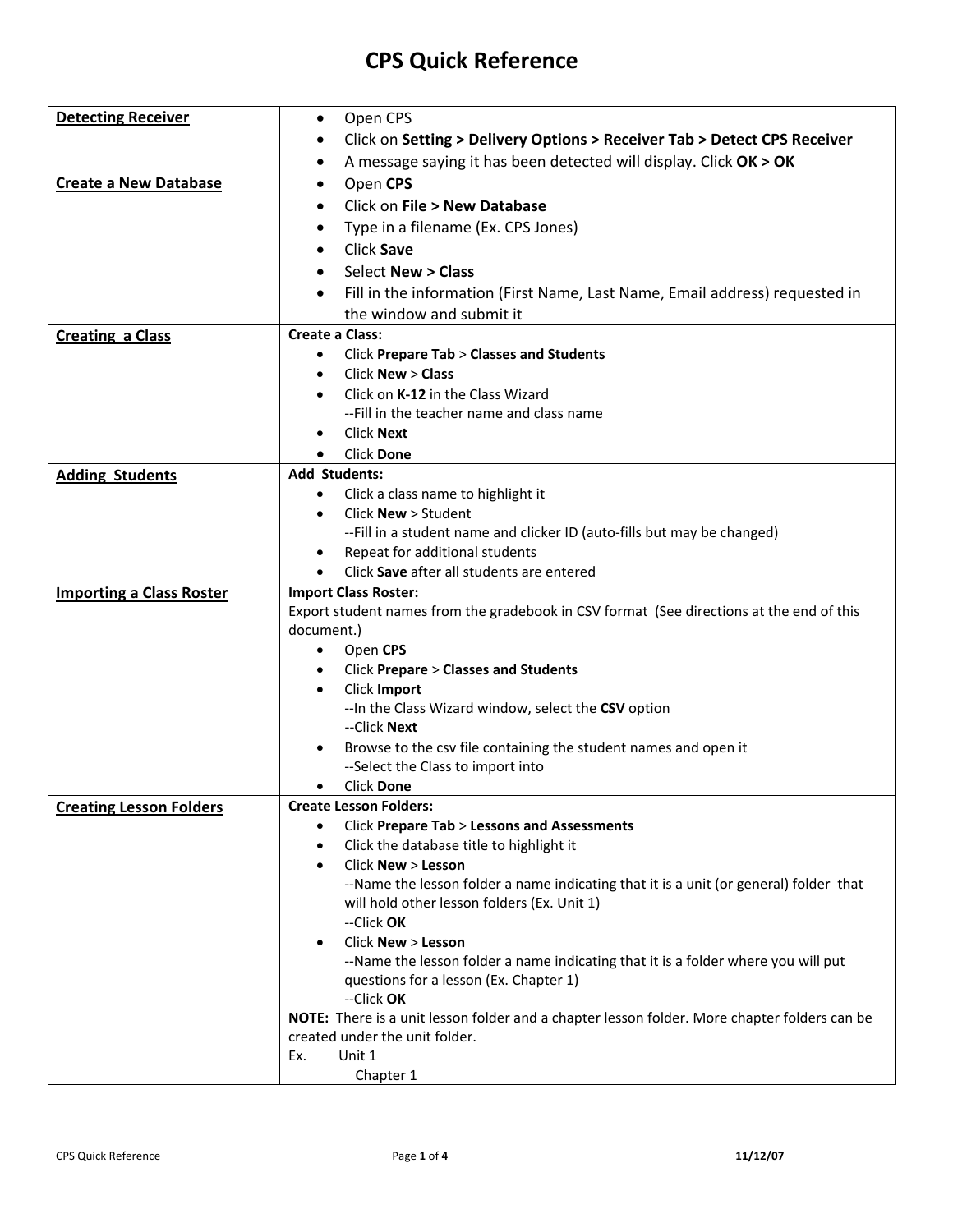# CPS Quick Reference

| | |
|---|---|
| **Detecting Receiver** | • Open CPS<br>• Click on **Setting > Delivery Options > Receiver Tab > Detect CPS Receiver**<br>• A message saying it has been detected will display. Click **OK > OK** |
| **Create a New Database** | • Open **CPS**<br>• Click on **File > New Database**<br>• Type in a filename (Ex. CPS Jones)<br>• Click **Save**<br>• Select **New > Class**<br>• Fill in the information (First Name, Last Name, Email address) requested in the window and submit it |
| **Creating a Class** | **Create a Class:**<br>• Click **Prepare Tab** > **Classes and Students**<br>• Click **New** > **Class**<br>• Click on **K-12** in the Class Wizard<br>--Fill in the teacher name and class name<br>• Click **Next**<br>• Click **Done** |
| **Adding Students** | **Add Students:**<br>• Click a class name to highlight it<br>• Click **New** > Student<br>--Fill in a student name and clicker ID (auto-fills but may be changed)<br>• Repeat for additional students<br>• Click **Save** after all students are entered |
| **Importing a Class Roster** | **Import Class Roster:**<br>Export student names from the gradebook in CSV format (See directions at the end of this document.)<br>• Open **CPS**<br>• Click **Prepare** > **Classes and Students**<br>• Click **Import**<br>--In the Class Wizard window, select the **CSV** option<br>--Click **Next**<br>• Browse to the csv file containing the student names and open it<br>--Select the Class to import into<br>• Click **Done** |
| **Creating Lesson Folders** | **Create Lesson Folders:**<br>• Click **Prepare Tab** > **Lessons and Assessments**<br>• Click the database title to highlight it<br>• Click **New** > **Lesson**<br>--Name the lesson folder a name indicating that it is a unit (or general) folder that will hold other lesson folders (Ex. Unit 1)<br>--Click **OK**<br>• Click **New** > **Lesson**<br>--Name the lesson folder a name indicating that it is a folder where you will put questions for a lesson (Ex. Chapter 1)<br>--Click **OK**<br>**NOTE:** There is a unit lesson folder and a chapter lesson folder. More chapter folders can be created under the unit folder.<br>Ex. Unit 1<br>Chapter 1 |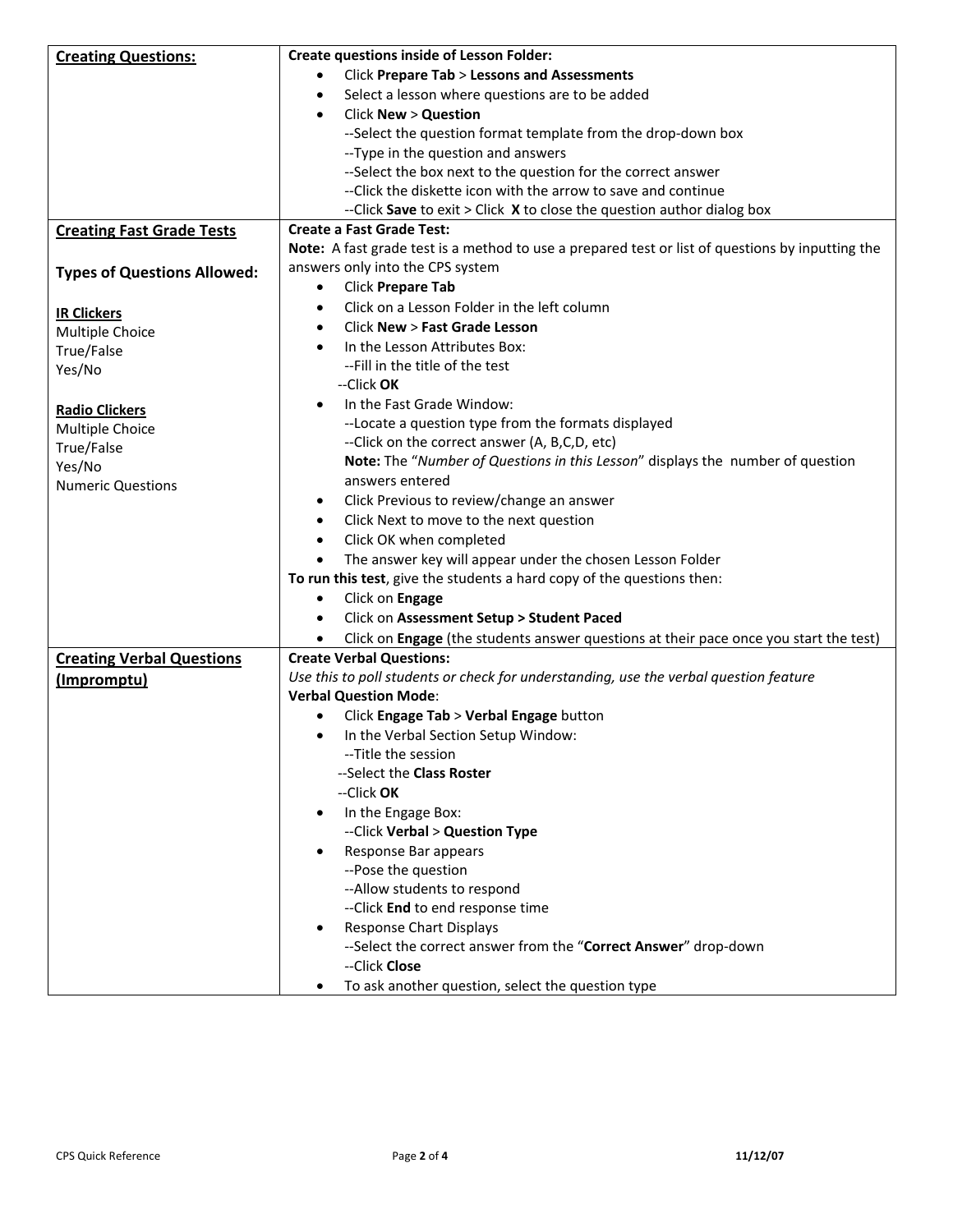| | |
|---|---|
| **Creating Questions:** | **Create questions inside of Lesson Folder:**<br>• Click **Prepare Tab** > **Lessons and Assessments**<br>• Select a lesson where questions are to be added<br>• Click **New** > **Question**<br>--Select the question format template from the drop-down box<br>--Type in the question and answers<br>--Select the box next to the question for the correct answer<br>--Click the diskette icon with the arrow to save and continue<br>--Click **Save** to exit > Click **X** to close the question author dialog box |
| **Creating Fast Grade Tests**<br><br>**Types of Questions Allowed:**<br><br>**IR Clickers**<br>Multiple Choice<br>True/False<br>Yes/No<br><br>**Radio Clickers**<br>Multiple Choice<br>True/False<br>Yes/No<br>Numeric Questions | **Create a Fast Grade Test:**<br>**Note:** A fast grade test is a method to use a prepared test or list of questions by inputting the answers only into the CPS system<br>• Click **Prepare Tab**<br>• Click on a Lesson Folder in the left column<br>• Click **New** > **Fast Grade Lesson**<br>• In the Lesson Attributes Box:<br>--Fill in the title of the test<br>--Click **OK**<br>• In the Fast Grade Window:<br>--Locate a question type from the formats displayed<br>--Click on the correct answer (A, B,C,D, etc)<br>**Note:** The "*Number of Questions in this Lesson*" displays the number of question answers entered<br>• Click Previous to review/change an answer<br>• Click Next to move to the next question<br>• Click OK when completed<br>• The answer key will appear under the chosen Lesson Folder<br>**To run this test**, give the students a hard copy of the questions then:<br>• Click on **Engage**<br>• Click on **Assessment Setup > Student Paced**<br>• Click on **Engage** (the students answer questions at their pace once you start the test) |
| **Creating Verbal Questions (Impromptu)** | **Create Verbal Questions:**<br>*Use this to poll students or check for understanding, use the verbal question feature*<br>**Verbal Question Mode**:<br>• Click **Engage Tab** > **Verbal Engage** button<br>• In the Verbal Section Setup Window:<br>--Title the session<br>--Select the **Class Roster**<br>--Click **OK**<br>• In the Engage Box:<br>--Click **Verbal** > **Question Type**<br>• Response Bar appears<br>--Pose the question<br>--Allow students to respond<br>--Click **End** to end response time<br>• Response Chart Displays<br>--Select the correct answer from the "**Correct Answer**" drop-down<br>--Click **Close**<br>• To ask another question, select the question type |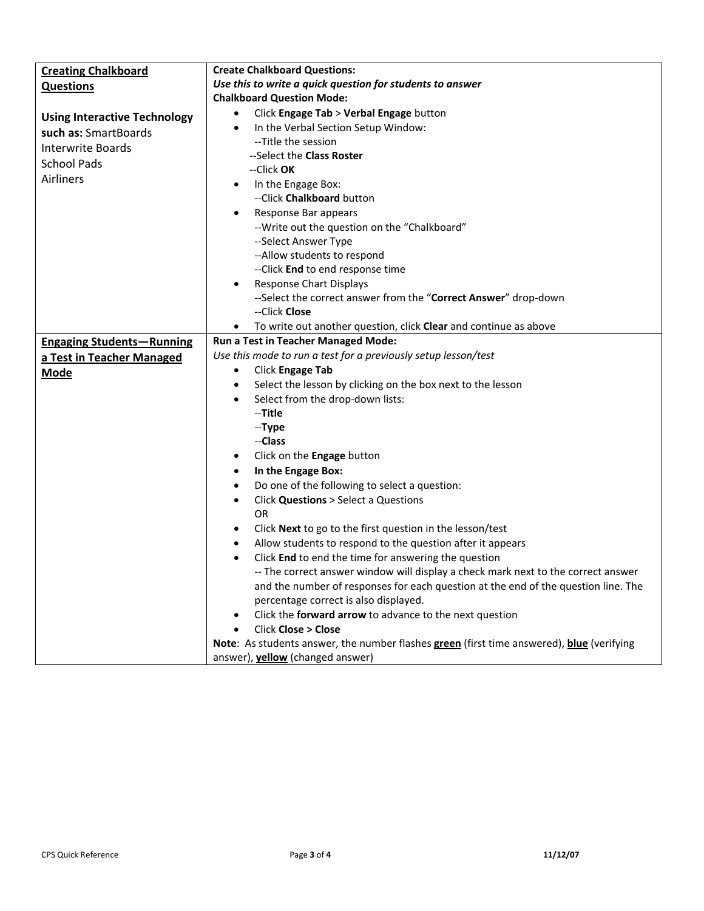| **Creating Chalkboard Questions**<br><br>**Using Interactive Technology such as:** SmartBoards<br>Interwrite Boards<br>School Pads<br>Airliners | **Create Chalkboard Questions:**<br>***Use this to write a quick question for students to answer***<br>**Chalkboard Question Mode:**<br>• Click **Engage Tab** > **Verbal Engage** button<br>• In the Verbal Section Setup Window:<br>--Title the session<br>--Select the **Class Roster**<br>--Click **OK**<br>• In the Engage Box:<br>--Click **Chalkboard** button<br>• Response Bar appears<br>--Write out the question on the "Chalkboard"<br>--Select Answer Type<br>--Allow students to respond<br>--Click **End** to end response time<br>• Response Chart Displays<br>--Select the correct answer from the "**Correct Answer**" drop-down<br>--Click **Close**<br>• To write out another question, click **Clear** and continue as above |
|---|---|
| **Engaging Students—Running a Test in Teacher Managed Mode** | **Run a Test in Teacher Managed Mode:**<br>*Use this mode to run a test for a previously setup lesson/test*<br>• Click **Engage Tab**<br>• Select the lesson by clicking on the box next to the lesson<br>• Select from the drop-down lists:<br>--**Title**<br>--**Type**<br>--**Class**<br>• Click on the **Engage** button<br>• **In the Engage Box:**<br>• Do one of the following to select a question:<br>• Click **Questions** > Select a Questions<br>OR<br>• Click **Next** to go to the first question in the lesson/test<br>• Allow students to respond to the question after it appears<br>• Click **End** to end the time for answering the question<br>-- The correct answer window will display a check mark next to the correct answer and the number of responses for each question at the end of the question line. The percentage correct is also displayed.<br>• Click the **forward arrow** to advance to the next question<br>• Click **Close > Close**<br>**Note**: As students answer, the number flashes **green** (first time answered), **blue** (verifying answer), **yellow** (changed answer) |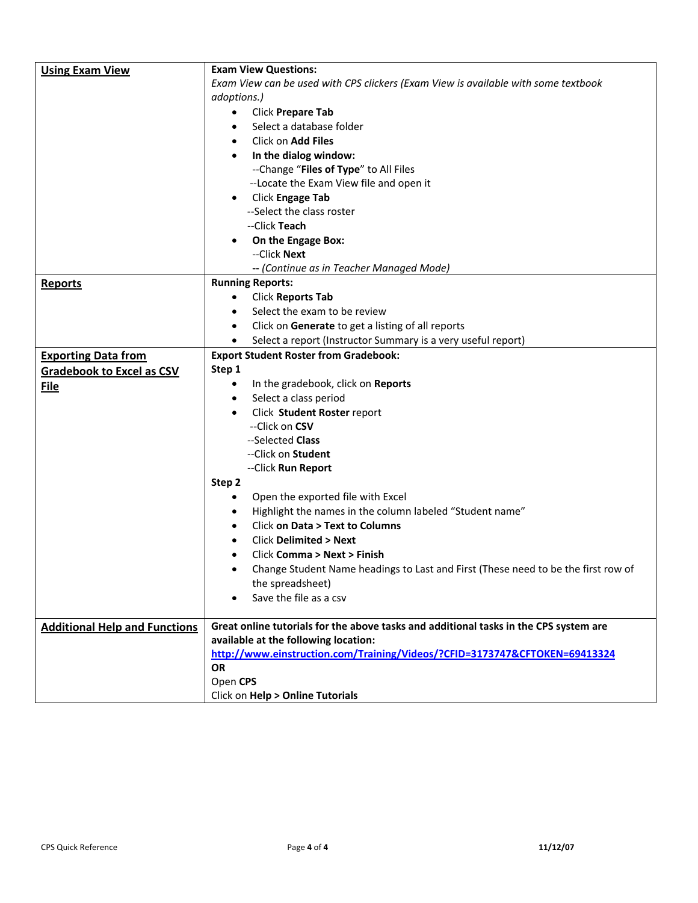| | |
|---|---|
| **Using Exam View** | **Exam View Questions:**<br>*Exam View can be used with CPS clickers (Exam View is available with some textbook adoptions.)*<br>• Click **Prepare Tab**<br>• Select a database folder<br>• Click on **Add Files**<br>• **In the dialog window:**<br>--Change "**Files of Type**" to All Files<br>--Locate the Exam View file and open it<br>• Click **Engage Tab**<br>--Select the class roster<br>--Click **Teach**<br>• **On the Engage Box:**<br>--Click **Next**<br>**--** *(Continue as in Teacher Managed Mode)* |
| **Reports** | **Running Reports:**<br>• Click **Reports Tab**<br>• Select the exam to be review<br>• Click on **Generate** to get a listing of all reports<br>• Select a report (Instructor Summary is a very useful report) |
| **Exporting Data from Gradebook to Excel as CSV File** | **Export Student Roster from Gradebook:**<br>**Step 1**<br>• In the gradebook, click on **Reports**<br>• Select a class period<br>• Click **Student Roster** report<br>--Click on **CSV**<br>--Selected **Class**<br>--Click on **Student**<br>--Click **Run Report**<br>**Step 2**<br>• Open the exported file with Excel<br>• Highlight the names in the column labeled "Student name"<br>• Click **on Data > Text to Columns**<br>• Click **Delimited > Next**<br>• Click **Comma > Next > Finish**<br>• Change Student Name headings to Last and First (These need to be the first row of the spreadsheet)<br>• Save the file as a csv |
| **Additional Help and Functions** | **Great online tutorials for the above tasks and additional tasks in the CPS system are available at the following location:**<br>**http://www.einstruction.com/Training/Videos/?CFID=3173747&CFTOKEN=69413324**<br>**OR**<br>Open **CPS**<br>Click on **Help > Online Tutorials** |